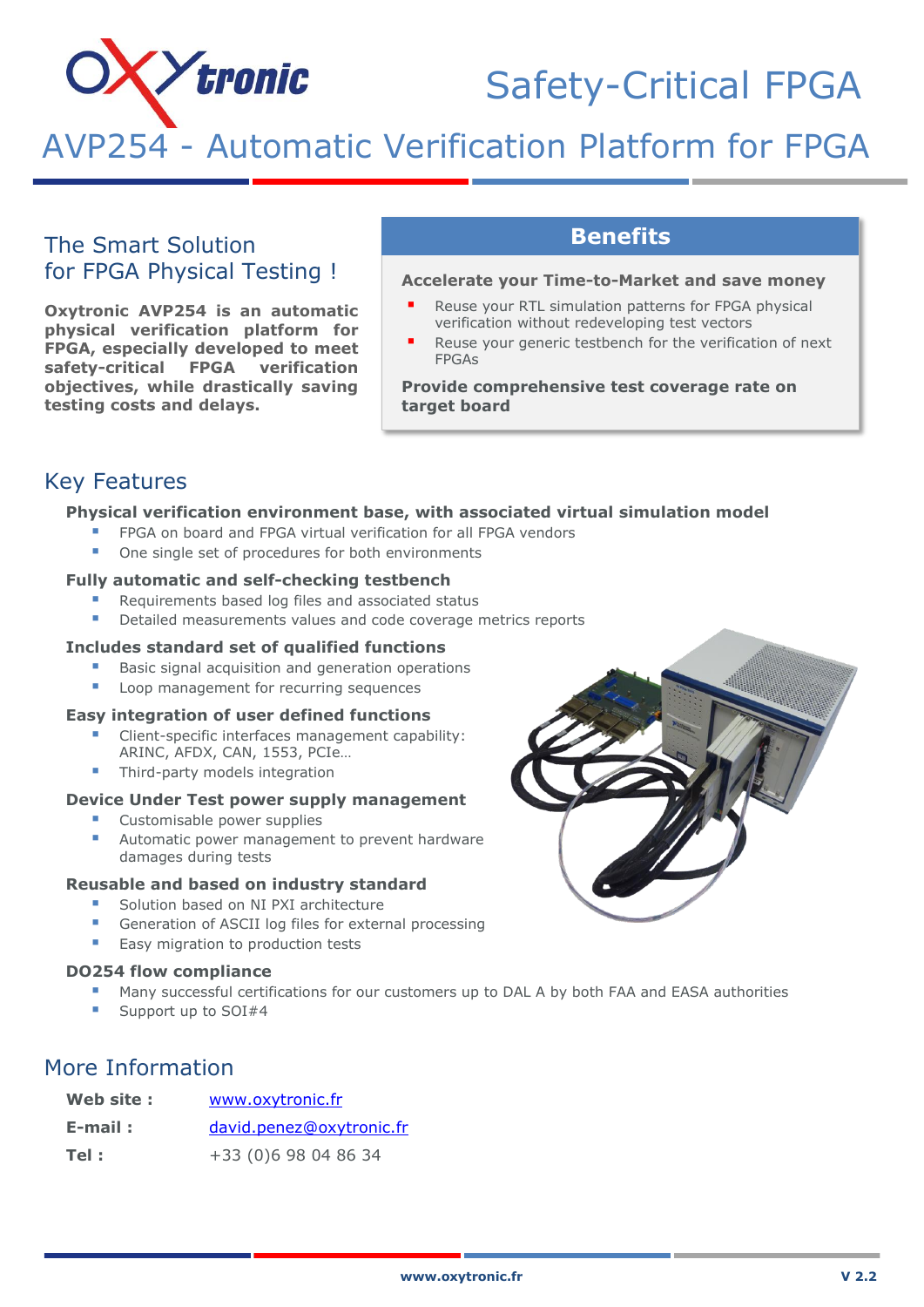# Safety-Critical FPGA

# AVP254 - Automatic Verification Platform for FPGA

## The Smart Solution for FPGA Physical Testing !

**Oxytronic AVP254 is an automatic physical verification platform for FPGA, especially developed to meet safety-critical FPGA verification objectives, while drastically saving testing costs and delays.**

## Benefits

**Accelerate your Time-to-Market and save money**

- Reuse your RTL simulation patterns for FPGA physical verification without redeveloping test vectors
- Reuse your generic testbench for the verification of next FPGAs

**Provide comprehensive test coverage rate on target board**

## Key Features

**Physical verification environment base, with associated virtual simulation model**

- FPGA on board and FPGA virtual verification for all FPGA vendors
- One single set of procedures for both environments

**Fully automatic and self-checking testbench**

- Requirements based log files and associated status
- Detailed measurements values and code coverage metrics reports

**Includes standard set of qualified functions**

- Basic signal acquisition and generation operations
- Loop management for recurring sequences

**Easy integration of user defined functions**

- Client-specific interfaces management capability: ARINC, AFDX, CAN, 1553, PCIe…
- Third-party models integration

**Device Under Test power supply management**

- Customisable power supplies
- Automatic power management to prevent hardware damages during tests

**Reusable and based on industry standard**

- Solution based on NI PXI architecture
- Generation of ASCII log files for external processing
- Easy migration to production tests

**DO254 flow compliance**

- Many successful certifications for our customers up to DAL A by both FAA and EASA authorities
- Support up to SOI#4

## More Information

| | |
|---|---|
| **Web site :** | www.oxytronic.fr |
| **E-mail :** | david.penez@oxytronic.fr |
| **Tel :** | +33 (0)6 98 04 86 34 |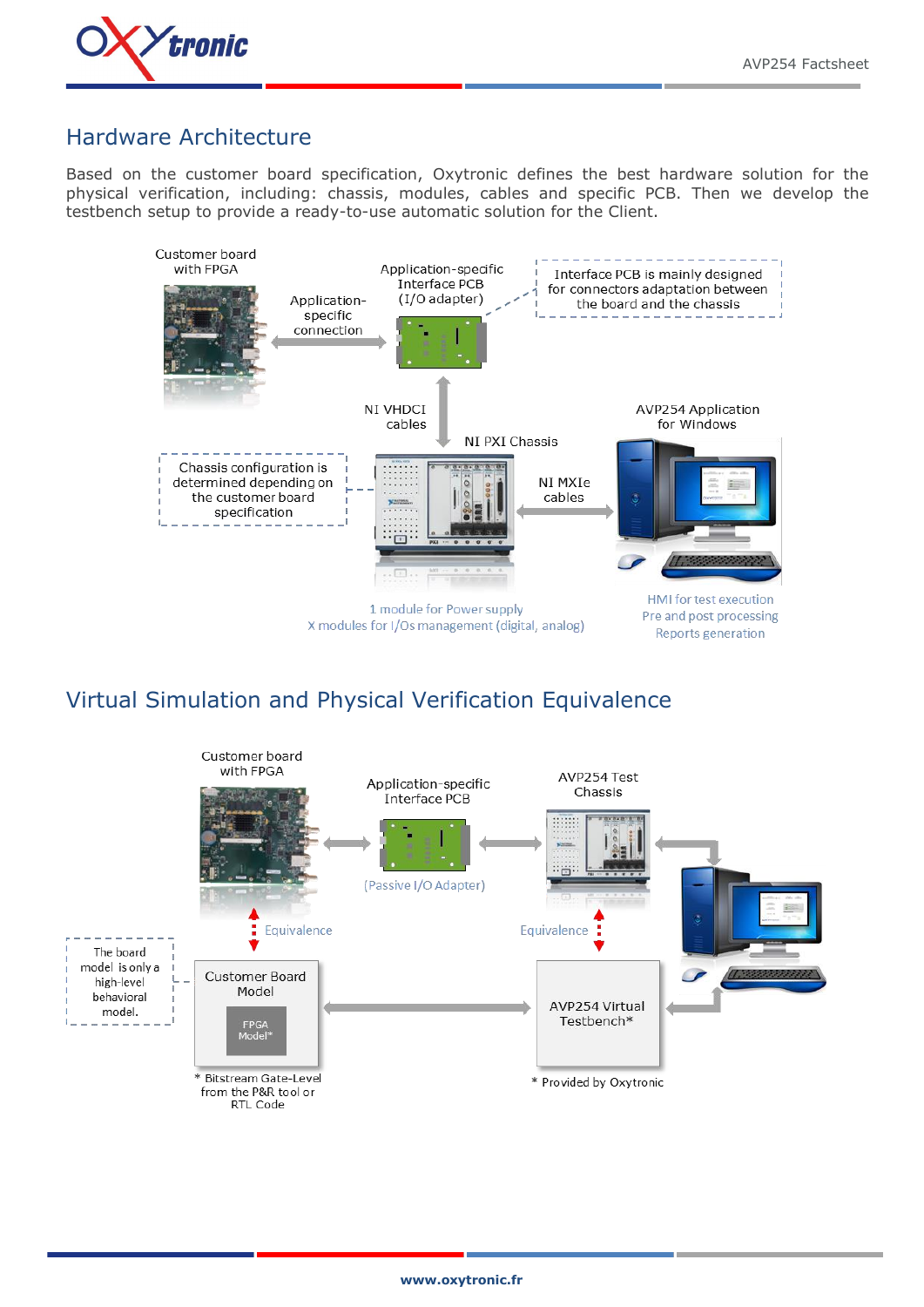## Hardware Architecture

Based on the customer board specification, Oxytronic defines the best hardware solution for the physical verification, including: chassis, modules, cables and specific PCB. Then we develop the testbench setup to provide a ready-to-use automatic solution for the Client.

Customer board with FPGA

Application-specific connection

Application-specific Interface PCB (I/O adapter)

Interface PCB is mainly designed for connectors adaptation between the board and the chassis

NI VHDCI cables

NI PXI Chassis

AVP254 Application for Windows

Chassis configuration is determined depending on the customer board specification

NI MXIe cables

1 module for Power supply
X modules for I/Os management (digital, analog)

HMI for test execution
Pre and post processing
Reports generation

## Virtual Simulation and Physical Verification Equivalence

Customer board with FPGA

Application-specific Interface PCB

(Passive I/O Adapter)

AVP254 Test Chassis

Equivalence

Equivalence

The board model is only a high-level behavioral model.

Customer Board Model

FPGA Model*

\* Bitstream Gate-Level from the P&R tool or RTL Code

AVP254 Virtual Testbench*

\* Provided by Oxytronic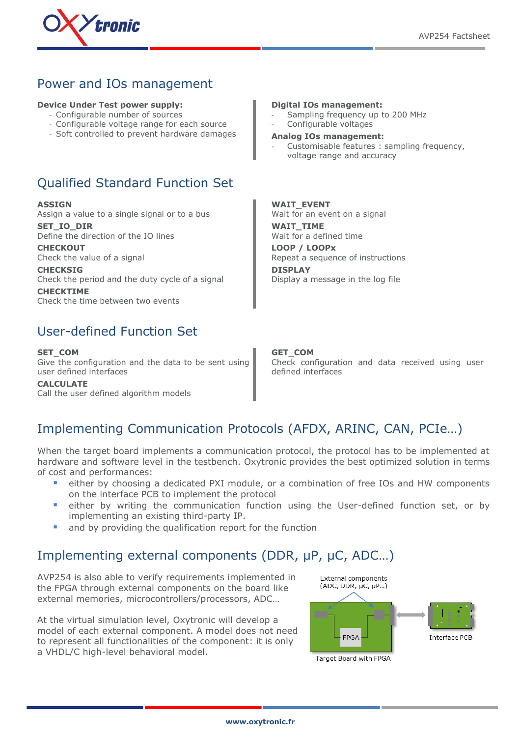## Power and IOs management

**Device Under Test power supply:**

- Configurable number of sources
- Configurable voltage range for each source
- Soft controlled to prevent hardware damages

**Digital IOs management:**

- Sampling frequency up to 200 MHz
- Configurable voltages

**Analog IOs management:**

- Customisable features : sampling frequency, voltage range and accuracy

## Qualified Standard Function Set

**ASSIGN**
Assign a value to a single signal or to a bus

**SET_IO_DIR**
Define the direction of the IO lines

**CHECKOUT**
Check the value of a signal

**CHECKSIG**
Check the period and the duty cycle of a signal

**CHECKTIME**
Check the time between two events

**WAIT_EVENT**
Wait for an event on a signal

**WAIT_TIME**
Wait for a defined time

**LOOP / LOOPx**
Repeat a sequence of instructions

**DISPLAY**
Display a message in the log file

## User-defined Function Set

**SET_COM**
Give the configuration and the data to be sent using user defined interfaces

**CALCULATE**
Call the user defined algorithm models

**GET_COM**
Check configuration and data received using user defined interfaces

## Implementing Communication Protocols (AFDX, ARINC, CAN, PCIe…)

When the target board implements a communication protocol, the protocol has to be implemented at hardware and software level in the testbench. Oxytronic provides the best optimized solution in terms of cost and performances:

- either by choosing a dedicated PXI module, or a combination of free IOs and HW components on the interface PCB to implement the protocol
- either by writing the communication function using the User-defined function set, or by implementing an existing third-party IP.
- and by providing the qualification report for the function

## Implementing external components (DDR, µP, µC, ADC…)

AVP254 is also able to verify requirements implemented in the FPGA through external components on the board like external memories, microcontrollers/processors, ADC…

At the virtual simulation level, Oxytronic will develop a model of each external component. A model does not need to represent all functionalities of the component: it is only a VHDL/C high-level behavioral model.

External components (ADC, DDR, µC, µP…)

FPGA

Target Board with FPGA

Interface PCB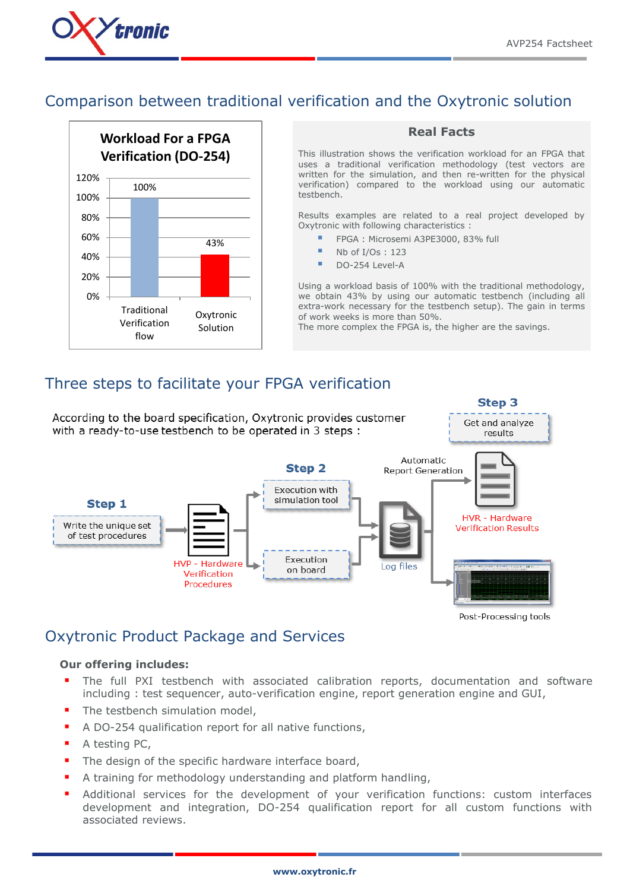## Comparison between traditional verification and the Oxytronic solution

**Workload For a FPGA Verification (DO-254)**

120%
100%
80%
60%
40%
20%
0%

100%
43%

Traditional Verification flow
Oxytronic Solution

### Real Facts

This illustration shows the verification workload for an FPGA that uses a traditional verification methodology (test vectors are written for the simulation, and then re-written for the physical verification) compared to the workload using our automatic testbench.

Results examples are related to a real project developed by Oxytronic with following characteristics :

- FPGA : Microsemi A3PE3000, 83% full
- Nb of I/Os : 123
- DO-254 Level-A

Using a workload basis of 100% with the traditional methodology, we obtain 43% by using our automatic testbench (including all extra-work necessary for the testbench setup). The gain in terms of work weeks is more than 50%.
The more complex the FPGA is, the higher are the savings.

## Three steps to facilitate your FPGA verification

According to the board specification, Oxytronic provides customer with a ready-to-use testbench to be operated in 3 steps :

**Step 1**
Write the unique set of test procedures

HVP - Hardware Verification Procedures

**Step 2**
Execution with simulation tool
Execution on board

Log files

Automatic Report Generation

**Step 3**
Get and analyze results

HVR - Hardware Verification Results

Post-Processing tools

## Oxytronic Product Package and Services

**Our offering includes:**

- The full PXI testbench with associated calibration reports, documentation and software including : test sequencer, auto-verification engine, report generation engine and GUI,
- The testbench simulation model,
- A DO-254 qualification report for all native functions,
- A testing PC,
- The design of the specific hardware interface board,
- A training for methodology understanding and platform handling,
- Additional services for the development of your verification functions: custom interfaces development and integration, DO-254 qualification report for all custom functions with associated reviews.

**www.oxytronic.fr**